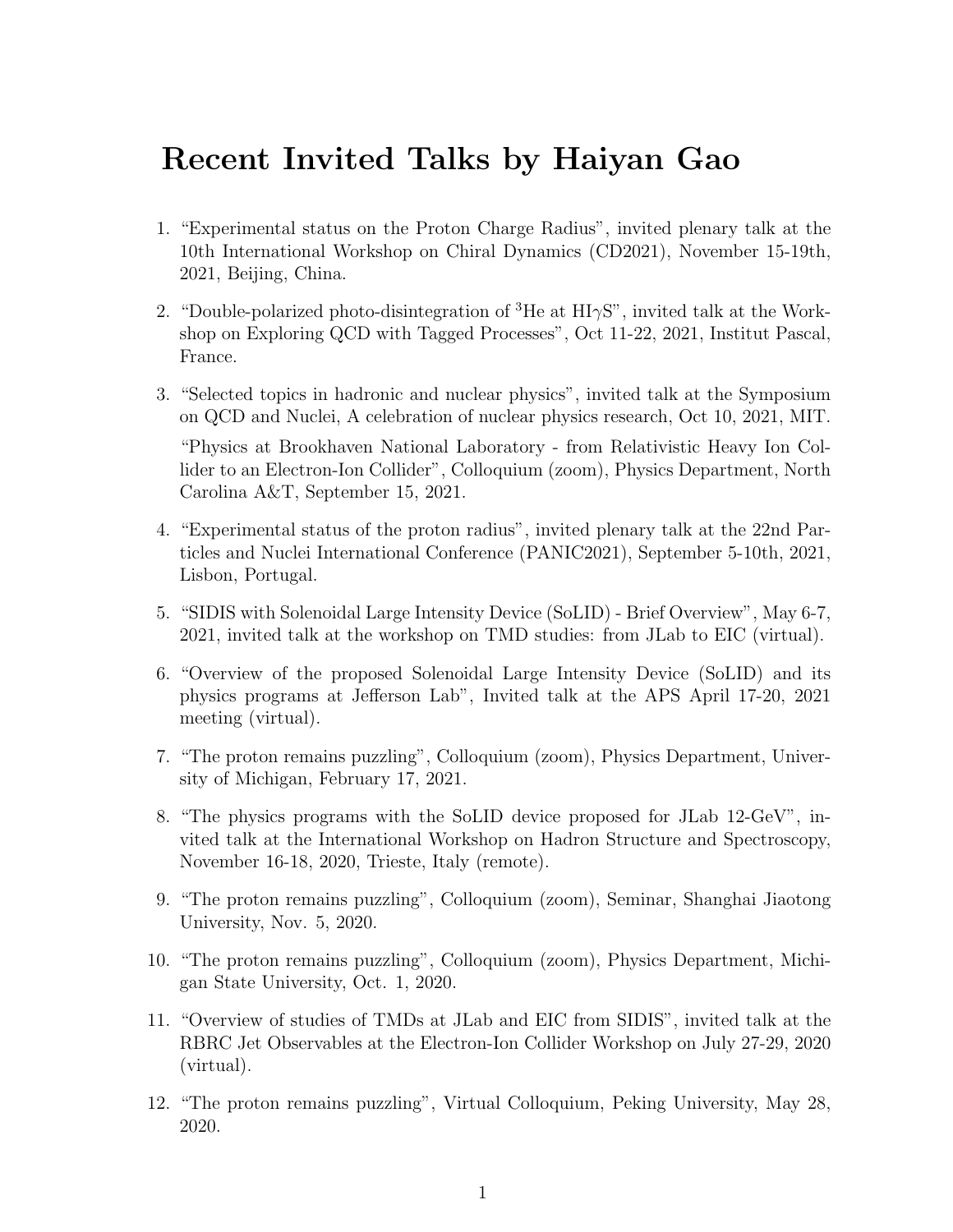# Recent Invited Talks by Haiyan Gao

1. "Experimental status on the Proton Charge Radius", invited plenary talk at the 10th International Workshop on Chiral Dynamics (CD2021), November 15-19th, 2021, Beijing, China.

2. "Double-polarized photo-disintegration of $^{3}$He at HI$\gamma$S", invited talk at the Workshop on Exploring QCD with Tagged Processes", Oct 11-22, 2021, Institut Pascal, France.

3. "Selected topics in hadronic and nuclear physics", invited talk at the Symposium on QCD and Nuclei, A celebration of nuclear physics research, Oct 10, 2021, MIT.

   "Physics at Brookhaven National Laboratory - from Relativistic Heavy Ion Collider to an Electron-Ion Collider", Colloquium (zoom), Physics Department, North Carolina A&T, September 15, 2021.

4. "Experimental status of the proton radius", invited plenary talk at the 22nd Particles and Nuclei International Conference (PANIC2021), September 5-10th, 2021, Lisbon, Portugal.

5. "SIDIS with Solenoidal Large Intensity Device (SoLID) - Brief Overview", May 6-7, 2021, invited talk at the workshop on TMD studies: from JLab to EIC (virtual).

6. "Overview of the proposed Solenoidal Large Intensity Device (SoLID) and its physics programs at Jefferson Lab", Invited talk at the APS April 17-20, 2021 meeting (virtual).

7. "The proton remains puzzling", Colloquium (zoom), Physics Department, University of Michigan, February 17, 2021.

8. "The physics programs with the SoLID device proposed for JLab 12-GeV", invited talk at the International Workshop on Hadron Structure and Spectroscopy, November 16-18, 2020, Trieste, Italy (remote).

9. "The proton remains puzzling", Colloquium (zoom), Seminar, Shanghai Jiaotong University, Nov. 5, 2020.

10. "The proton remains puzzling", Colloquium (zoom), Physics Department, Michigan State University, Oct. 1, 2020.

11. "Overview of studies of TMDs at JLab and EIC from SIDIS", invited talk at the RBRC Jet Observables at the Electron-Ion Collider Workshop on July 27-29, 2020 (virtual).

12. "The proton remains puzzling", Virtual Colloquium, Peking University, May 28, 2020.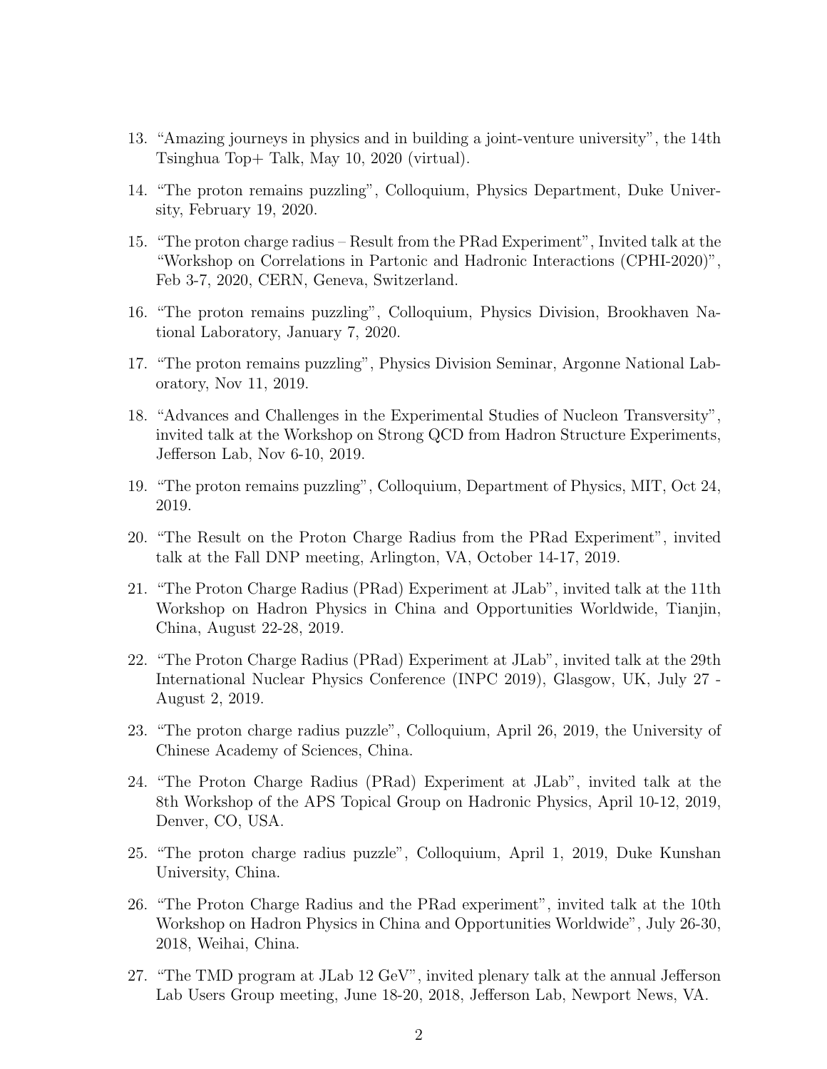13. "Amazing journeys in physics and in building a joint-venture university", the 14th Tsinghua Top+ Talk, May 10, 2020 (virtual).
14. "The proton remains puzzling", Colloquium, Physics Department, Duke University, February 19, 2020.
15. "The proton charge radius – Result from the PRad Experiment", Invited talk at the "Workshop on Correlations in Partonic and Hadronic Interactions (CPHI-2020)", Feb 3-7, 2020, CERN, Geneva, Switzerland.
16. "The proton remains puzzling", Colloquium, Physics Division, Brookhaven National Laboratory, January 7, 2020.
17. "The proton remains puzzling", Physics Division Seminar, Argonne National Laboratory, Nov 11, 2019.
18. "Advances and Challenges in the Experimental Studies of Nucleon Transversity", invited talk at the Workshop on Strong QCD from Hadron Structure Experiments, Jefferson Lab, Nov 6-10, 2019.
19. "The proton remains puzzling", Colloquium, Department of Physics, MIT, Oct 24, 2019.
20. "The Result on the Proton Charge Radius from the PRad Experiment", invited talk at the Fall DNP meeting, Arlington, VA, October 14-17, 2019.
21. "The Proton Charge Radius (PRad) Experiment at JLab", invited talk at the 11th Workshop on Hadron Physics in China and Opportunities Worldwide, Tianjin, China, August 22-28, 2019.
22. "The Proton Charge Radius (PRad) Experiment at JLab", invited talk at the 29th International Nuclear Physics Conference (INPC 2019), Glasgow, UK, July 27 - August 2, 2019.
23. "The proton charge radius puzzle", Colloquium, April 26, 2019, the University of Chinese Academy of Sciences, China.
24. "The Proton Charge Radius (PRad) Experiment at JLab", invited talk at the 8th Workshop of the APS Topical Group on Hadronic Physics, April 10-12, 2019, Denver, CO, USA.
25. "The proton charge radius puzzle", Colloquium, April 1, 2019, Duke Kunshan University, China.
26. "The Proton Charge Radius and the PRad experiment", invited talk at the 10th Workshop on Hadron Physics in China and Opportunities Worldwide", July 26-30, 2018, Weihai, China.
27. "The TMD program at JLab 12 GeV", invited plenary talk at the annual Jefferson Lab Users Group meeting, June 18-20, 2018, Jefferson Lab, Newport News, VA.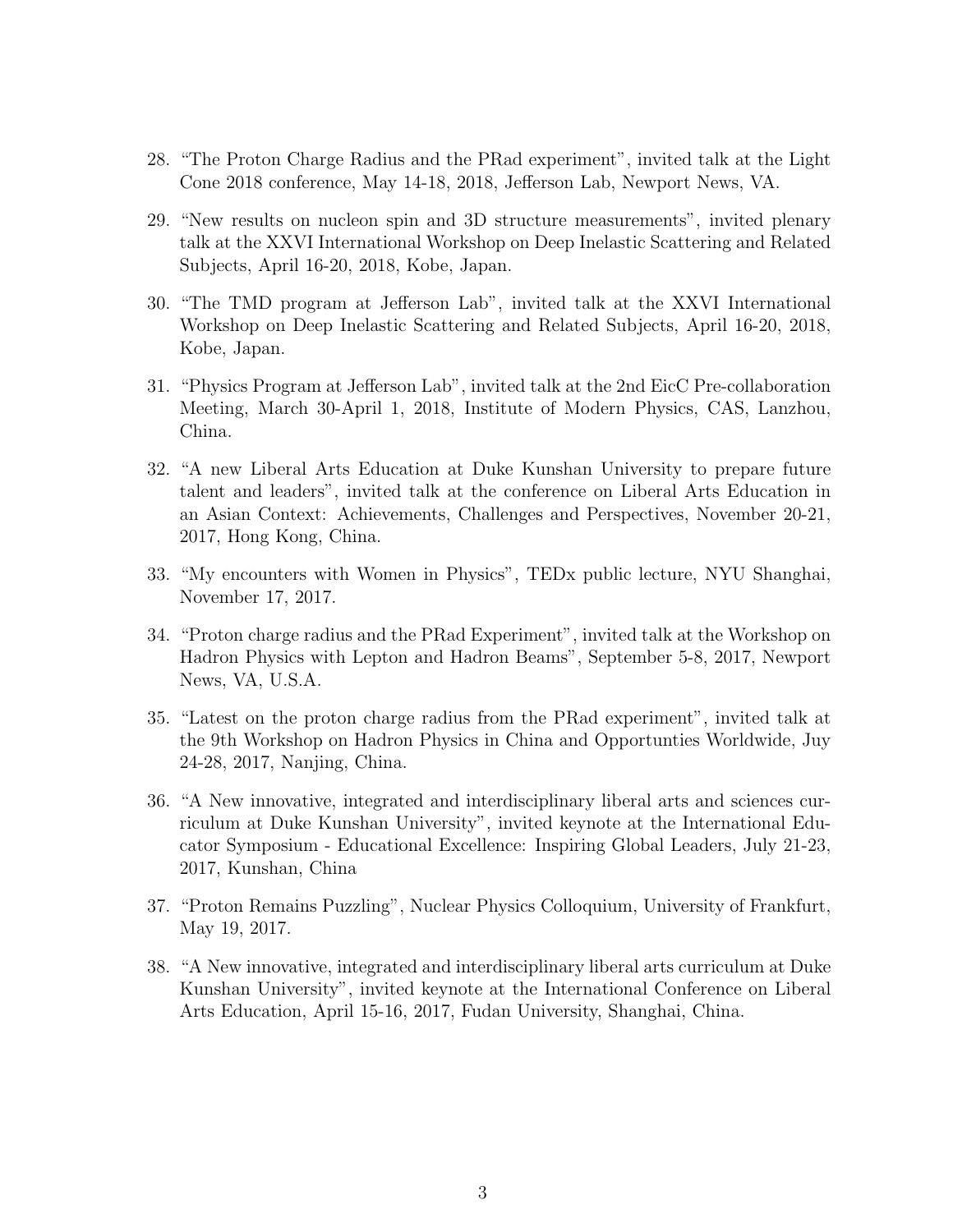28. "The Proton Charge Radius and the PRad experiment", invited talk at the Light Cone 2018 conference, May 14-18, 2018, Jefferson Lab, Newport News, VA.

29. "New results on nucleon spin and 3D structure measurements", invited plenary talk at the XXVI International Workshop on Deep Inelastic Scattering and Related Subjects, April 16-20, 2018, Kobe, Japan.

30. "The TMD program at Jefferson Lab", invited talk at the XXVI International Workshop on Deep Inelastic Scattering and Related Subjects, April 16-20, 2018, Kobe, Japan.

31. "Physics Program at Jefferson Lab", invited talk at the 2nd EicC Pre-collaboration Meeting, March 30-April 1, 2018, Institute of Modern Physics, CAS, Lanzhou, China.

32. "A new Liberal Arts Education at Duke Kunshan University to prepare future talent and leaders", invited talk at the conference on Liberal Arts Education in an Asian Context: Achievements, Challenges and Perspectives, November 20-21, 2017, Hong Kong, China.

33. "My encounters with Women in Physics", TEDx public lecture, NYU Shanghai, November 17, 2017.

34. "Proton charge radius and the PRad Experiment", invited talk at the Workshop on Hadron Physics with Lepton and Hadron Beams", September 5-8, 2017, Newport News, VA, U.S.A.

35. "Latest on the proton charge radius from the PRad experiment", invited talk at the 9th Workshop on Hadron Physics in China and Opportunties Worldwide, Juy 24-28, 2017, Nanjing, China.

36. "A New innovative, integrated and interdisciplinary liberal arts and sciences curriculum at Duke Kunshan University", invited keynote at the International Educator Symposium - Educational Excellence: Inspiring Global Leaders, July 21-23, 2017, Kunshan, China

37. "Proton Remains Puzzling", Nuclear Physics Colloquium, University of Frankfurt, May 19, 2017.

38. "A New innovative, integrated and interdisciplinary liberal arts curriculum at Duke Kunshan University", invited keynote at the International Conference on Liberal Arts Education, April 15-16, 2017, Fudan University, Shanghai, China.